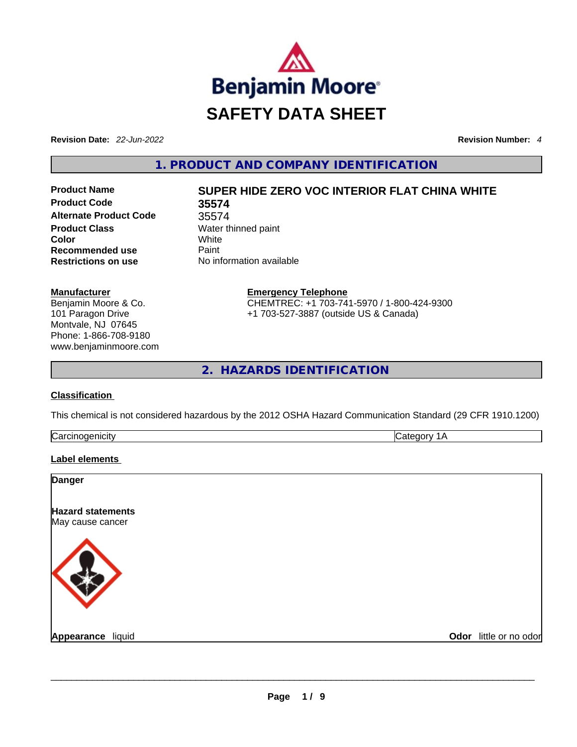Benjamin Moore

# SAFETY DATA SHEET

**Revision Date:** *22-Jun-2022* **Revision Number:** *4*

## 1. PRODUCT AND COMPANY IDENTIFICATION

| | |
|---|---|
| **Product Name** | **SUPER HIDE ZERO VOC INTERIOR FLAT CHINA WHITE** |
| **Product Code** | **35574** |
| **Alternate Product Code** | 35574 |
| **Product Class** | Water thinned paint |
| **Color** | White |
| **Recommended use** | Paint |
| **Restrictions on use** | No information available |

**Manufacturer**
Benjamin Moore & Co.
101 Paragon Drive
Montvale, NJ 07645
Phone: 1-866-708-9180
www.benjaminmoore.com

**Emergency Telephone**
CHEMTREC: +1 703-741-5970 / 1-800-424-9300
+1 703-527-3887 (outside US & Canada)

## 2. HAZARDS IDENTIFICATION

**Classification**

This chemical is not considered hazardous by the 2012 OSHA Hazard Communication Standard (29 CFR 1910.1200)

| | |
|---|---|
| Carcinogenicity | Category 1A |

**Label elements**

**Danger**

**Hazard statements**
May cause cancer

**Appearance** liquid **Odor** little or no odor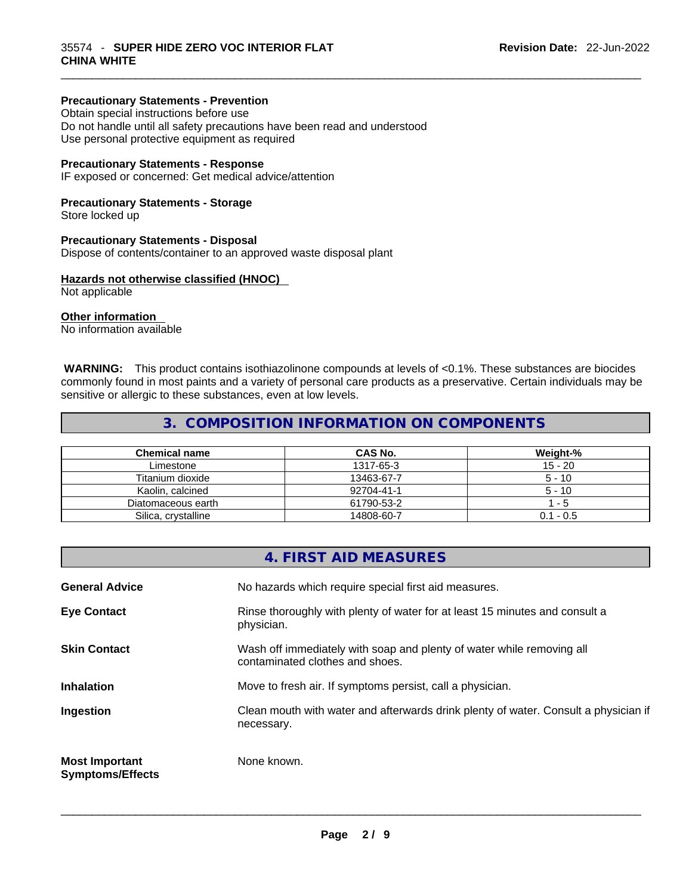#### Precautionary Statements - Prevention

Obtain special instructions before use
Do not handle until all safety precautions have been read and understood
Use personal protective equipment as required

#### Precautionary Statements - Response

IF exposed or concerned: Get medical advice/attention

#### Precautionary Statements - Storage

Store locked up

#### Precautionary Statements - Disposal

Dispose of contents/container to an approved waste disposal plant

#### Hazards not otherwise classified (HNOC)

Not applicable

#### Other information

No information available

**WARNING:** This product contains isothiazolinone compounds at levels of <0.1%. These substances are biocides commonly found in most paints and a variety of personal care products as a preservative. Certain individuals may be sensitive or allergic to these substances, even at low levels.

## 3. COMPOSITION INFORMATION ON COMPONENTS

| Chemical name | CAS No. | Weight-% |
|---|---|---|
| Limestone | 1317-65-3 | 15 - 20 |
| Titanium dioxide | 13463-67-7 | 5 - 10 |
| Kaolin, calcined | 92704-41-1 | 5 - 10 |
| Diatomaceous earth | 61790-53-2 | 1 - 5 |
| Silica, crystalline | 14808-60-7 | 0.1 - 0.5 |

## 4. FIRST AID MEASURES

**General Advice**
No hazards which require special first aid measures.

**Eye Contact**
Rinse thoroughly with plenty of water for at least 15 minutes and consult a physician.

**Skin Contact**
Wash off immediately with soap and plenty of water while removing all contaminated clothes and shoes.

**Inhalation**
Move to fresh air. If symptoms persist, call a physician.

**Ingestion**
Clean mouth with water and afterwards drink plenty of water. Consult a physician if necessary.

**Most Important Symptoms/Effects**
None known.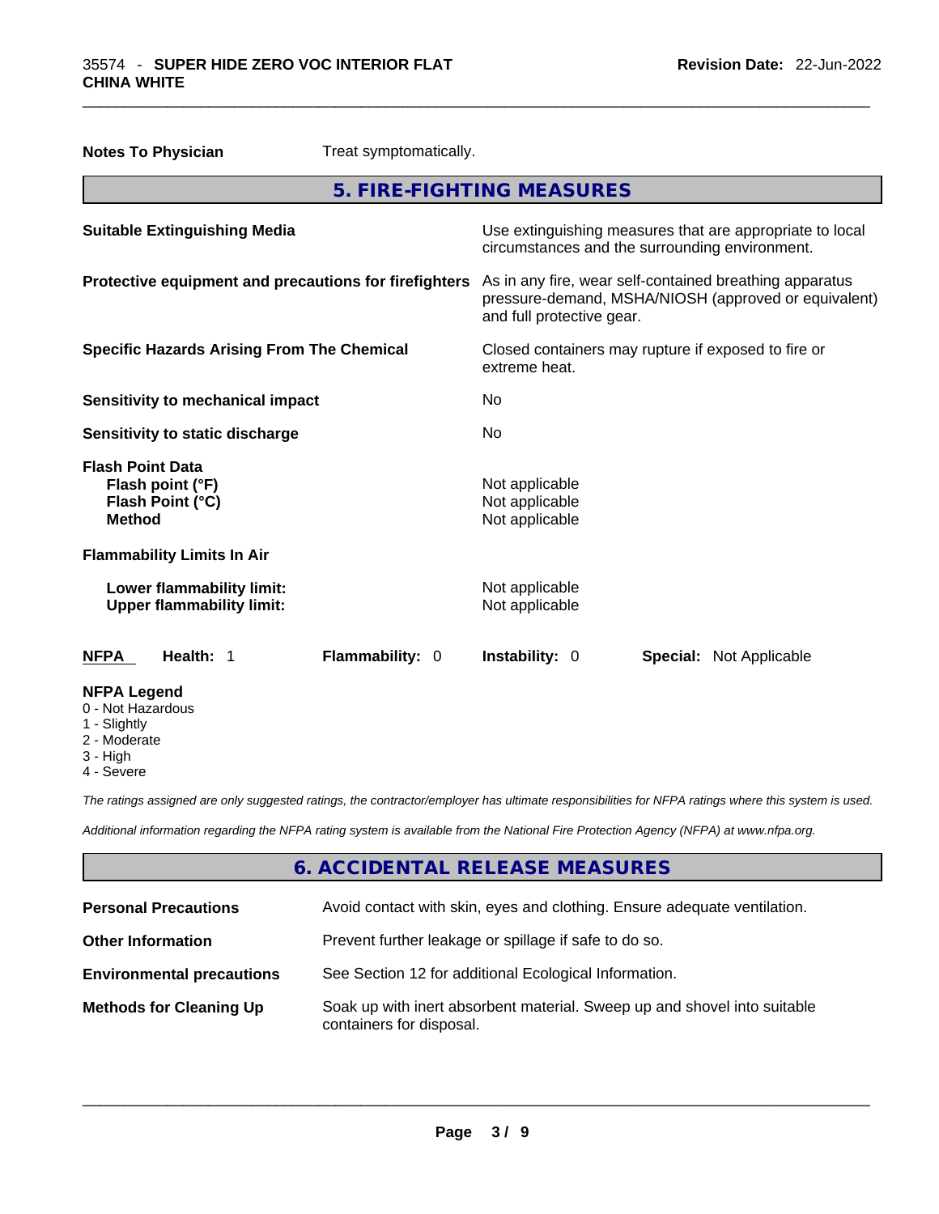**Notes To Physician** Treat symptomatically.

## 5. FIRE-FIGHTING MEASURES

| | |
|---|---|
| **Suitable Extinguishing Media** | Use extinguishing measures that are appropriate to local circumstances and the surrounding environment. |
| **Protective equipment and precautions for firefighters** | As in any fire, wear self-contained breathing apparatus pressure-demand, MSHA/NIOSH (approved or equivalent) and full protective gear. |
| **Specific Hazards Arising From The Chemical** | Closed containers may rupture if exposed to fire or extreme heat. |
| **Sensitivity to mechanical impact** | No |
| **Sensitivity to static discharge** | No |

**Flash Point Data**

| | |
|---|---|
| **Flash point (°F)** | Not applicable |
| **Flash Point (°C)** | Not applicable |
| **Method** | Not applicable |

**Flammability Limits In Air**

| | |
|---|---|
| **Lower flammability limit:** | Not applicable |
| **Upper flammability limit:** | Not applicable |

**NFPA** **Health:** 1 **Flammability:** 0 **Instability:** 0 **Special:** Not Applicable

**NFPA Legend**
- 0 - Not Hazardous
- 1 - Slightly
- 2 - Moderate
- 3 - High
- 4 - Severe

*The ratings assigned are only suggested ratings, the contractor/employer has ultimate responsibilities for NFPA ratings where this system is used.*

*Additional information regarding the NFPA rating system is available from the National Fire Protection Agency (NFPA) at www.nfpa.org.*

## 6. ACCIDENTAL RELEASE MEASURES

| | |
|---|---|
| **Personal Precautions** | Avoid contact with skin, eyes and clothing. Ensure adequate ventilation. |
| **Other Information** | Prevent further leakage or spillage if safe to do so. |
| **Environmental precautions** | See Section 12 for additional Ecological Information. |
| **Methods for Cleaning Up** | Soak up with inert absorbent material. Sweep up and shovel into suitable containers for disposal. |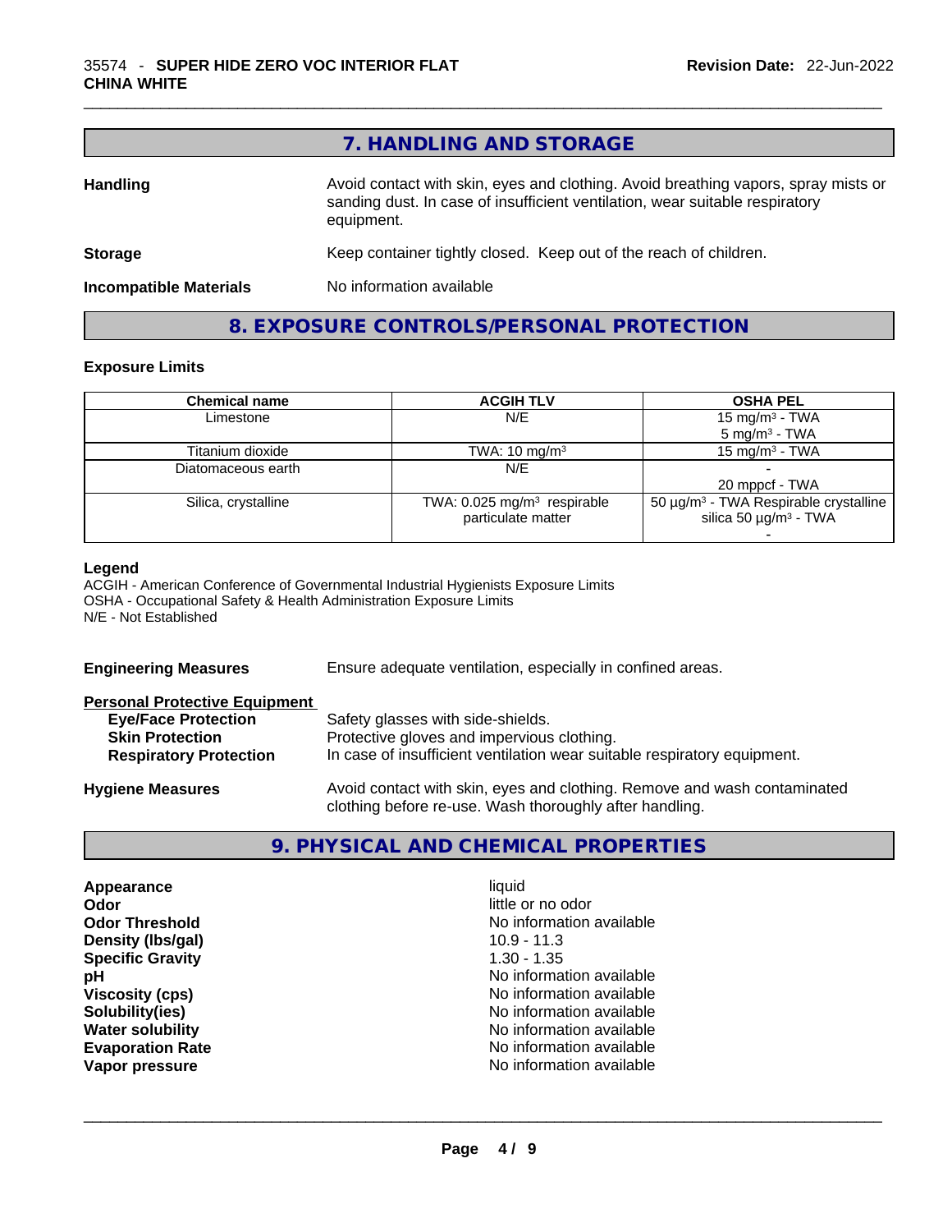## 7. HANDLING AND STORAGE

**Handling** — Avoid contact with skin, eyes and clothing. Avoid breathing vapors, spray mists or sanding dust. In case of insufficient ventilation, wear suitable respiratory equipment.

**Storage** — Keep container tightly closed. Keep out of the reach of children.

**Incompatible Materials** — No information available

## 8. EXPOSURE CONTROLS/PERSONAL PROTECTION

### Exposure Limits

| Chemical name | ACGIH TLV | OSHA PEL |
|---|---|---|
| Limestone | N/E | 15 mg/m³ - TWA<br>5 mg/m³ - TWA |
| Titanium dioxide | TWA: 10 mg/m³ | 15 mg/m³ - TWA |
| Diatomaceous earth | N/E | -<br>20 mppcf - TWA |
| Silica, crystalline | TWA: 0.025 mg/m³ respirable particulate matter | 50 µg/m³ - TWA Respirable crystalline silica 50 µg/m³ - TWA<br>- |

**Legend**
ACGIH - American Conference of Governmental Industrial Hygienists Exposure Limits
OSHA - Occupational Safety & Health Administration Exposure Limits
N/E - Not Established

**Engineering Measures** — Ensure adequate ventilation, especially in confined areas.

**Personal Protective Equipment**

- **Eye/Face Protection** — Safety glasses with side-shields.
- **Skin Protection** — Protective gloves and impervious clothing.
- **Respiratory Protection** — In case of insufficient ventilation wear suitable respiratory equipment.

**Hygiene Measures** — Avoid contact with skin, eyes and clothing. Remove and wash contaminated clothing before re-use. Wash thoroughly after handling.

## 9. PHYSICAL AND CHEMICAL PROPERTIES

| Property | Value |
|---|---|
| **Appearance** | liquid |
| **Odor** | little or no odor |
| **Odor Threshold** | No information available |
| **Density (lbs/gal)** | 10.9 - 11.3 |
| **Specific Gravity** | 1.30 - 1.35 |
| **pH** | No information available |
| **Viscosity (cps)** | No information available |
| **Solubility(ies)** | No information available |
| **Water solubility** | No information available |
| **Evaporation Rate** | No information available |
| **Vapor pressure** | No information available |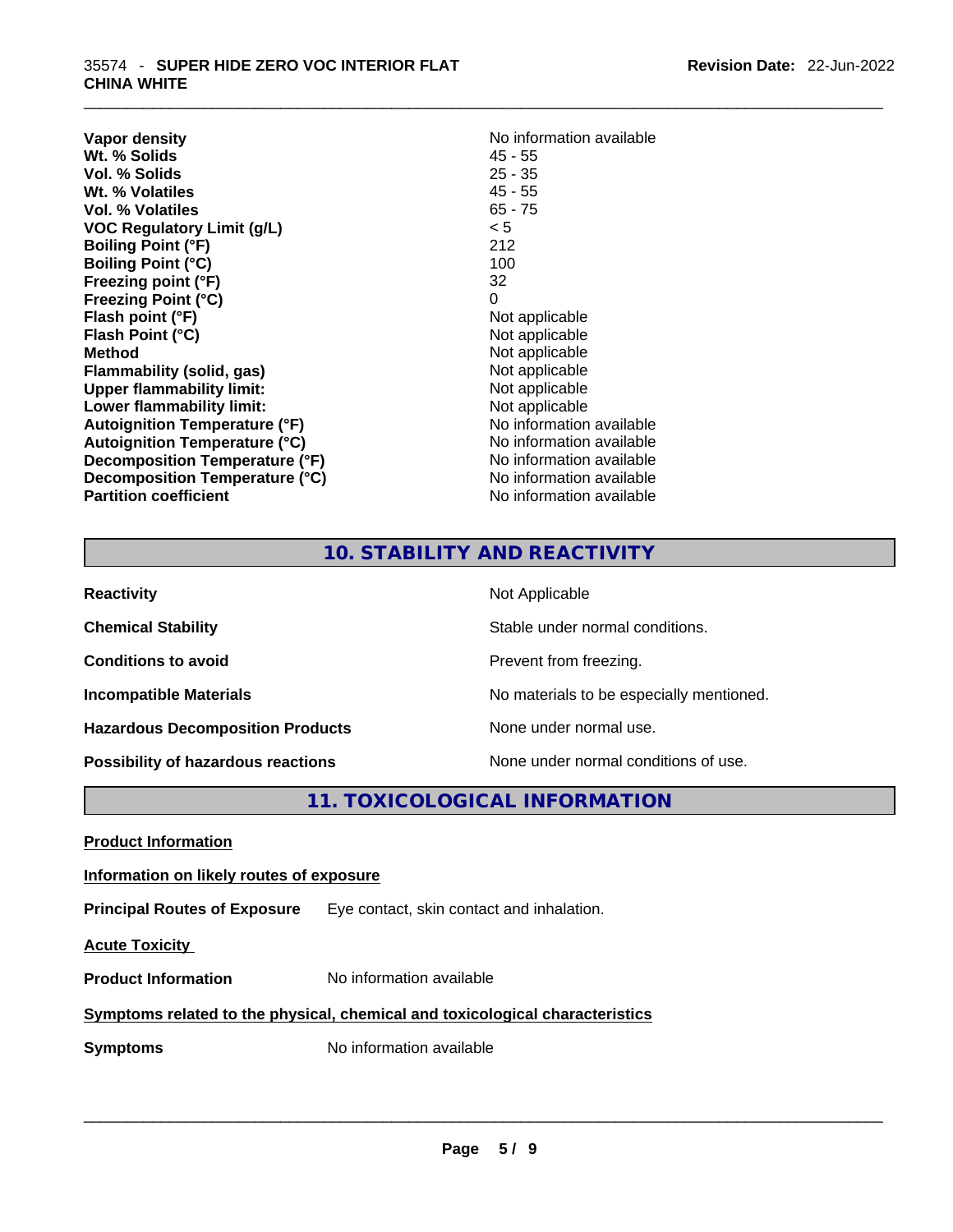| | |
|---|---|
| **Vapor density** | No information available |
| **Wt. % Solids** | 45 - 55 |
| **Vol. % Solids** | 25 - 35 |
| **Wt. % Volatiles** | 45 - 55 |
| **Vol. % Volatiles** | 65 - 75 |
| **VOC Regulatory Limit (g/L)** | < 5 |
| **Boiling Point (°F)** | 212 |
| **Boiling Point (°C)** | 100 |
| **Freezing point (°F)** | 32 |
| **Freezing Point (°C)** | 0 |
| **Flash point (°F)** | Not applicable |
| **Flash Point (°C)** | Not applicable |
| **Method** | Not applicable |
| **Flammability (solid, gas)** | Not applicable |
| **Upper flammability limit:** | Not applicable |
| **Lower flammability limit:** | Not applicable |
| **Autoignition Temperature (°F)** | No information available |
| **Autoignition Temperature (°C)** | No information available |
| **Decomposition Temperature (°F)** | No information available |
| **Decomposition Temperature (°C)** | No information available |
| **Partition coefficient** | No information available |

## 10. STABILITY AND REACTIVITY

| | |
|---|---|
| **Reactivity** | Not Applicable |
| **Chemical Stability** | Stable under normal conditions. |
| **Conditions to avoid** | Prevent from freezing. |
| **Incompatible Materials** | No materials to be especially mentioned. |
| **Hazardous Decomposition Products** | None under normal use. |
| **Possibility of hazardous reactions** | None under normal conditions of use. |

## 11. TOXICOLOGICAL INFORMATION

**Product Information**

**Information on likely routes of exposure**

**Principal Routes of Exposure** Eye contact, skin contact and inhalation.

**Acute Toxicity**

**Product Information** No information available

**Symptoms related to the physical, chemical and toxicological characteristics**

**Symptoms** No information available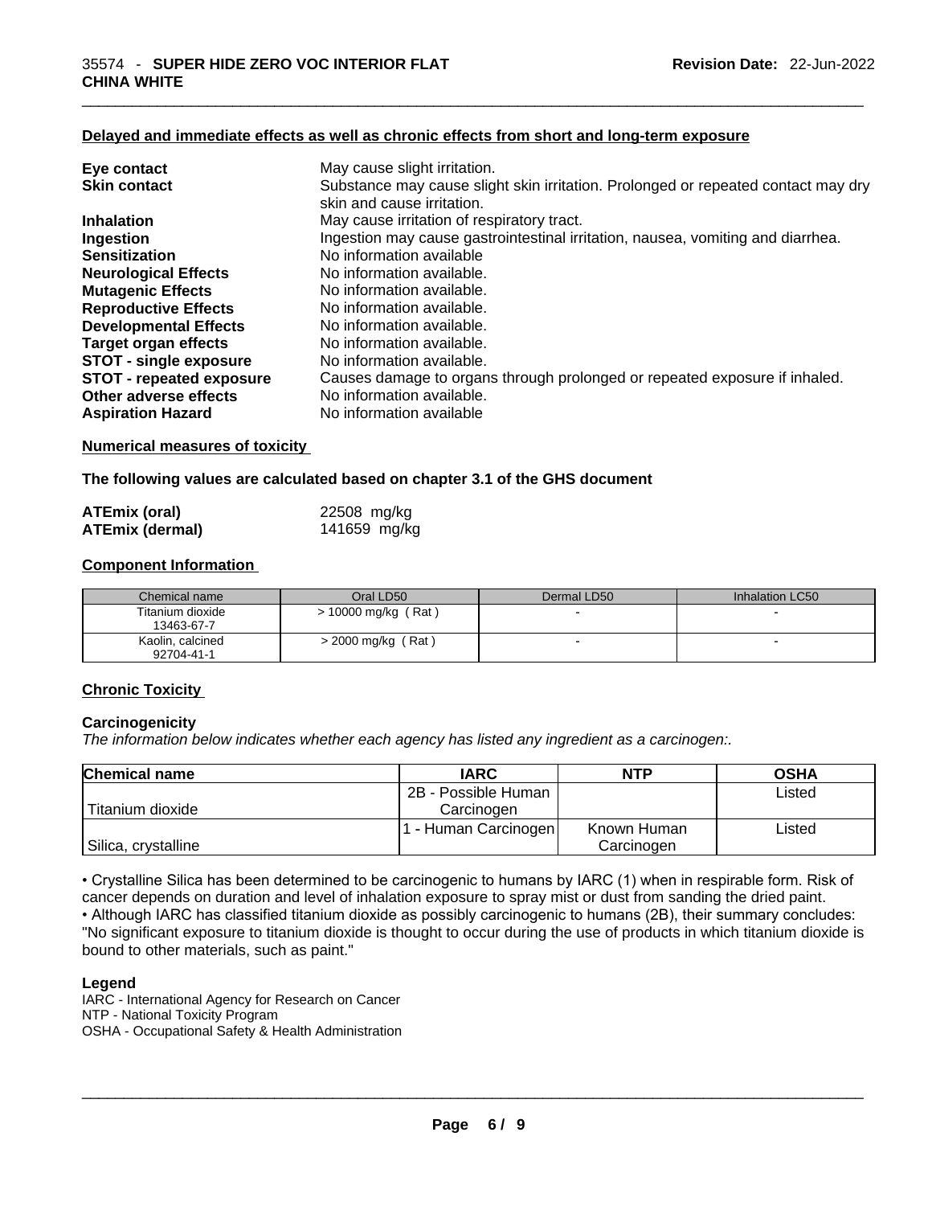### Delayed and immediate effects as well as chronic effects from short and long-term exposure

| | |
|---|---|
| **Eye contact** | May cause slight irritation. |
| **Skin contact** | Substance may cause slight skin irritation. Prolonged or repeated contact may dry skin and cause irritation. |
| **Inhalation** | May cause irritation of respiratory tract. |
| **Ingestion** | Ingestion may cause gastrointestinal irritation, nausea, vomiting and diarrhea. |
| **Sensitization** | No information available |
| **Neurological Effects** | No information available. |
| **Mutagenic Effects** | No information available. |
| **Reproductive Effects** | No information available. |
| **Developmental Effects** | No information available. |
| **Target organ effects** | No information available. |
| **STOT - single exposure** | No information available. |
| **STOT - repeated exposure** | Causes damage to organs through prolonged or repeated exposure if inhaled. |
| **Other adverse effects** | No information available. |
| **Aspiration Hazard** | No information available |

### Numerical measures of toxicity

**The following values are calculated based on chapter 3.1 of the GHS document**

| | |
|---|---|
| **ATEmix (oral)** | 22508 mg/kg |
| **ATEmix (dermal)** | 141659 mg/kg |

### Component Information

| Chemical name | Oral LD50 | Dermal LD50 | Inhalation LC50 |
|---|---|---|---|
| Titanium dioxide 13463-67-7 | > 10000 mg/kg ( Rat ) | - | - |
| Kaolin, calcined 92704-41-1 | > 2000 mg/kg ( Rat ) | - | - |

### Chronic Toxicity

**Carcinogenicity**

*The information below indicates whether each agency has listed any ingredient as a carcinogen:.*

| Chemical name | IARC | NTP | OSHA |
|---|---|---|---|
| Titanium dioxide | 2B - Possible Human Carcinogen | | Listed |
| Silica, crystalline | 1 - Human Carcinogen | Known Human Carcinogen | Listed |

• Crystalline Silica has been determined to be carcinogenic to humans by IARC (1) when in respirable form. Risk of cancer depends on duration and level of inhalation exposure to spray mist or dust from sanding the dried paint.
• Although IARC has classified titanium dioxide as possibly carcinogenic to humans (2B), their summary concludes: "No significant exposure to titanium dioxide is thought to occur during the use of products in which titanium dioxide is bound to other materials, such as paint."

**Legend**

IARC - International Agency for Research on Cancer
NTP - National Toxicity Program
OSHA - Occupational Safety & Health Administration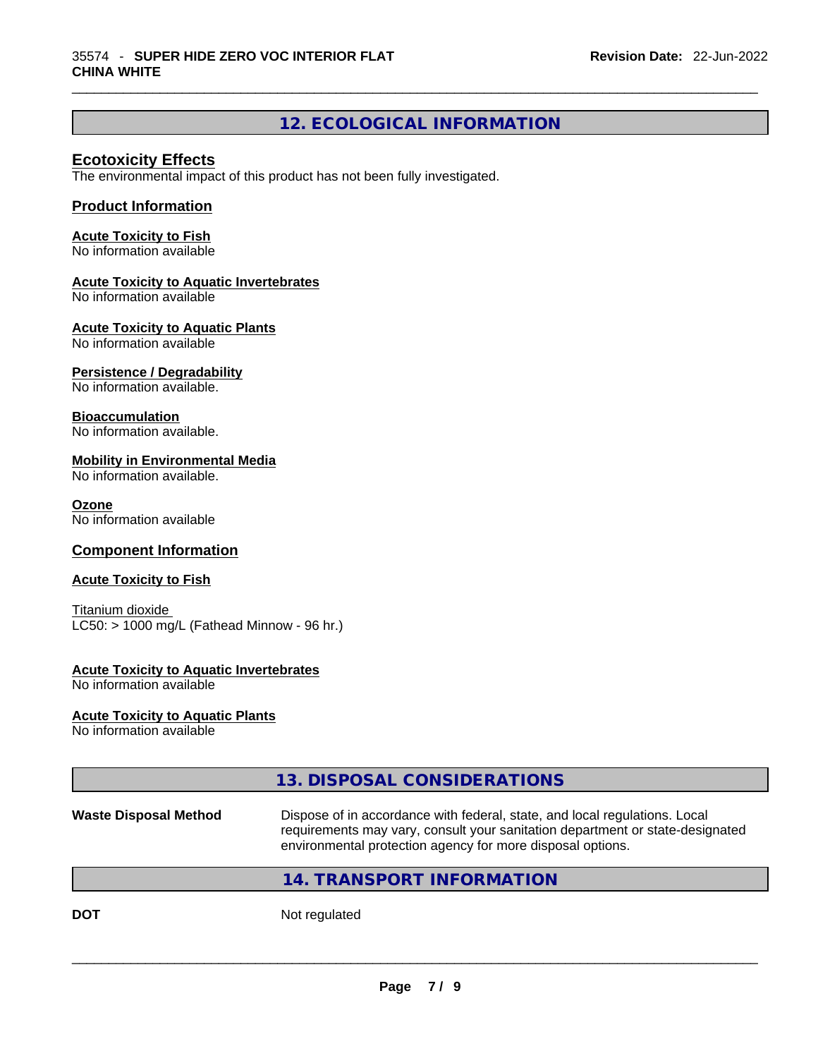## 12. ECOLOGICAL INFORMATION

### Ecotoxicity Effects

The environmental impact of this product has not been fully investigated.

### Product Information

**Acute Toxicity to Fish**
No information available

**Acute Toxicity to Aquatic Invertebrates**
No information available

**Acute Toxicity to Aquatic Plants**
No information available

**Persistence / Degradability**
No information available.

**Bioaccumulation**
No information available.

**Mobility in Environmental Media**
No information available.

**Ozone**
No information available

### Component Information

**Acute Toxicity to Fish**

Titanium dioxide
LC50: > 1000 mg/L (Fathead Minnow - 96 hr.)

**Acute Toxicity to Aquatic Invertebrates**
No information available

**Acute Toxicity to Aquatic Plants**
No information available

## 13. DISPOSAL CONSIDERATIONS

**Waste Disposal Method** Dispose of in accordance with federal, state, and local regulations. Local requirements may vary, consult your sanitation department or state-designated environmental protection agency for more disposal options.

## 14. TRANSPORT INFORMATION

**DOT** Not regulated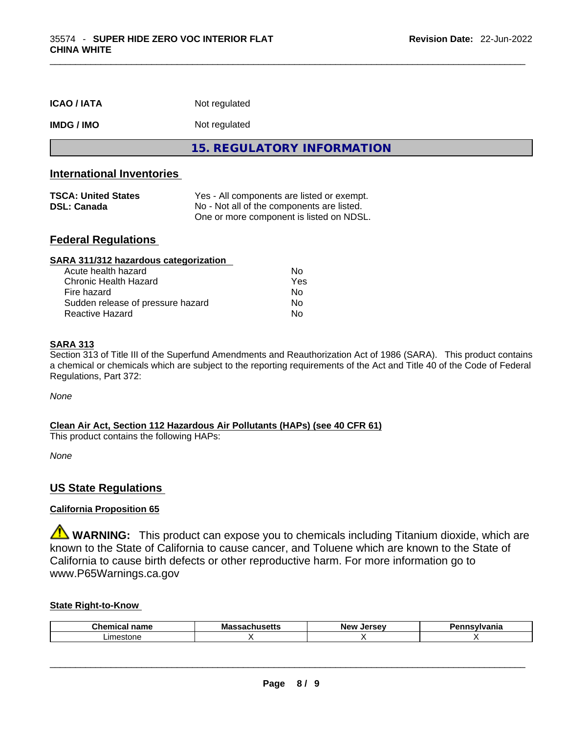| | |
|---|---|
| **ICAO / IATA** | Not regulated |
| **IMDG / IMO** | Not regulated |

## 15. REGULATORY INFORMATION

### International Inventories

| | |
|---|---|
| **TSCA: United States** | Yes - All components are listed or exempt. |
| **DSL: Canada** | No - Not all of the components are listed. One or more component is listed on NDSL. |

### Federal Regulations

**SARA 311/312 hazardous categorization**

| | |
|---|---|
| Acute health hazard | No |
| Chronic Health Hazard | Yes |
| Fire hazard | No |
| Sudden release of pressure hazard | No |
| Reactive Hazard | No |

**SARA 313**

Section 313 of Title III of the Superfund Amendments and Reauthorization Act of 1986 (SARA). This product contains a chemical or chemicals which are subject to the reporting requirements of the Act and Title 40 of the Code of Federal Regulations, Part 372:

*None*

**Clean Air Act, Section 112 Hazardous Air Pollutants (HAPs) (see 40 CFR 61)**

This product contains the following HAPs:

*None*

### US State Regulations

**California Proposition 65**

⚠ **WARNING:** This product can expose you to chemicals including Titanium dioxide, which are known to the State of California to cause cancer, and Toluene which are known to the State of California to cause birth defects or other reproductive harm. For more information go to www.P65Warnings.ca.gov

**State Right-to-Know**

| Chemical name | Massachusetts | New Jersey | Pennsylvania |
|---|---|---|---|
| Limestone | X | X | X |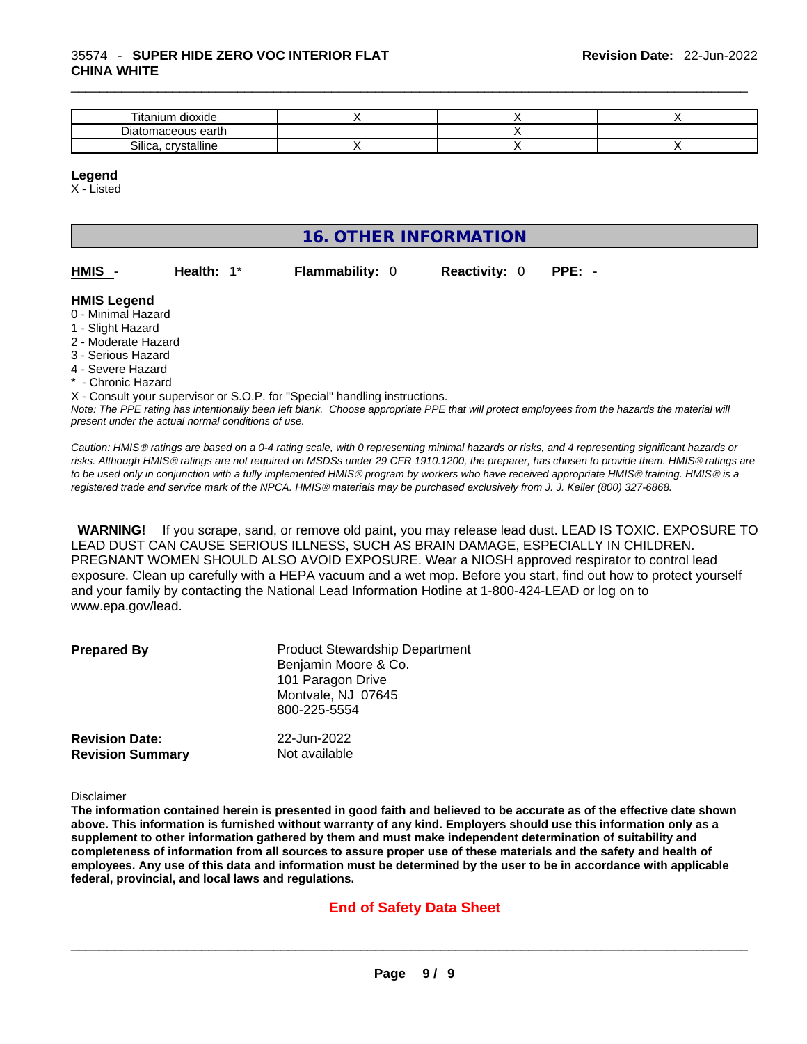| | | | |
|---|---|---|---|
| Titanium dioxide | X | X | X |
| Diatomaceous earth | | X | |
| Silica, crystalline | X | X | X |

**Legend**
X - Listed

## 16. OTHER INFORMATION

**HMIS** - **Health:** 1* **Flammability:** 0 **Reactivity:** 0 **PPE:** -

**HMIS Legend**
0 - Minimal Hazard
1 - Slight Hazard
2 - Moderate Hazard
3 - Serious Hazard
4 - Severe Hazard
* - Chronic Hazard
X - Consult your supervisor or S.O.P. for "Special" handling instructions.

*Note: The PPE rating has intentionally been left blank. Choose appropriate PPE that will protect employees from the hazards the material will present under the actual normal conditions of use.*

*Caution: HMIS® ratings are based on a 0-4 rating scale, with 0 representing minimal hazards or risks, and 4 representing significant hazards or risks. Although HMIS® ratings are not required on MSDSs under 29 CFR 1910.1200, the preparer, has chosen to provide them. HMIS® ratings are to be used only in conjunction with a fully implemented HMIS® program by workers who have received appropriate HMIS® training. HMIS® is a registered trade and service mark of the NPCA. HMIS® materials may be purchased exclusively from J. J. Keller (800) 327-6868.*

**WARNING!** If you scrape, sand, or remove old paint, you may release lead dust. LEAD IS TOXIC. EXPOSURE TO LEAD DUST CAN CAUSE SERIOUS ILLNESS, SUCH AS BRAIN DAMAGE, ESPECIALLY IN CHILDREN. PREGNANT WOMEN SHOULD ALSO AVOID EXPOSURE. Wear a NIOSH approved respirator to control lead exposure. Clean up carefully with a HEPA vacuum and a wet mop. Before you start, find out how to protect yourself and your family by contacting the National Lead Information Hotline at 1-800-424-LEAD or log on to www.epa.gov/lead.

**Prepared By**
Product Stewardship Department
Benjamin Moore & Co.
101 Paragon Drive
Montvale, NJ 07645
800-225-5554

**Revision Date:** 22-Jun-2022
**Revision Summary** Not available

Disclaimer
**The information contained herein is presented in good faith and believed to be accurate as of the effective date shown above. This information is furnished without warranty of any kind. Employers should use this information only as a supplement to other information gathered by them and must make independent determination of suitability and completeness of information from all sources to assure proper use of these materials and the safety and health of employees. Any use of this data and information must be determined by the user to be in accordance with applicable federal, provincial, and local laws and regulations.**

**End of Safety Data Sheet**